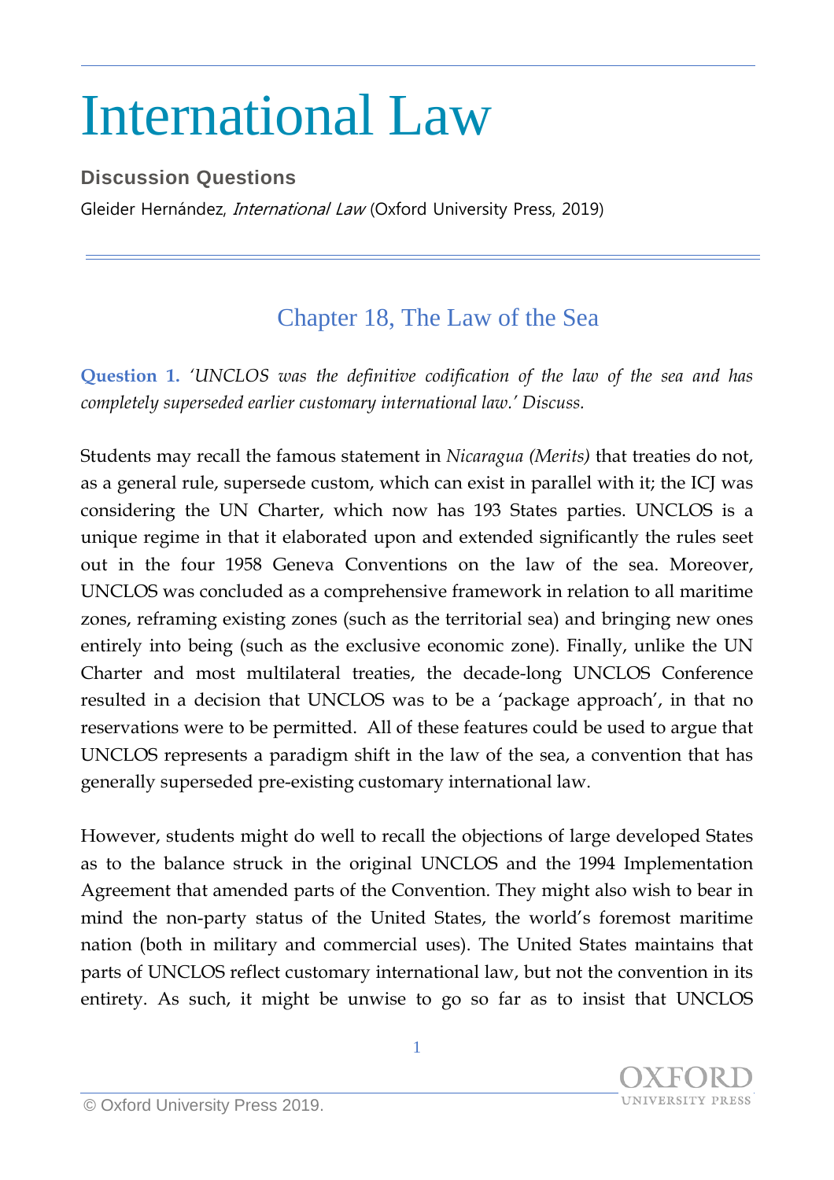# International Law

**Discussion Questions**

Gleider Hernández, *International Law* (Oxford University Press, 2019)

## Chapter 18, The Law of the Sea

**Question 1.** *'UNCLOS was the definitive codification of the law of the sea and has completely superseded earlier customary international law.' Discuss.*

Students may recall the famous statement in *Nicaragua (Merits)* that treaties do not, as a general rule, supersede custom, which can exist in parallel with it; the ICJ was considering the UN Charter, which now has 193 States parties. UNCLOS is a unique regime in that it elaborated upon and extended significantly the rules seet out in the four 1958 Geneva Conventions on the law of the sea. Moreover, UNCLOS was concluded as a comprehensive framework in relation to all maritime zones, reframing existing zones (such as the territorial sea) and bringing new ones entirely into being (such as the exclusive economic zone). Finally, unlike the UN Charter and most multilateral treaties, the decade-long UNCLOS Conference resulted in a decision that UNCLOS was to be a 'package approach', in that no reservations were to be permitted. All of these features could be used to argue that UNCLOS represents a paradigm shift in the law of the sea, a convention that has generally superseded pre-existing customary international law.

However, students might do well to recall the objections of large developed States as to the balance struck in the original UNCLOS and the 1994 Implementation Agreement that amended parts of the Convention. They might also wish to bear in mind the non-party status of the United States, the world's foremost maritime nation (both in military and commercial uses). The United States maintains that parts of UNCLOS reflect customary international law, but not the convention in its entirety. As such, it might be unwise to go so far as to insist that UNCLOS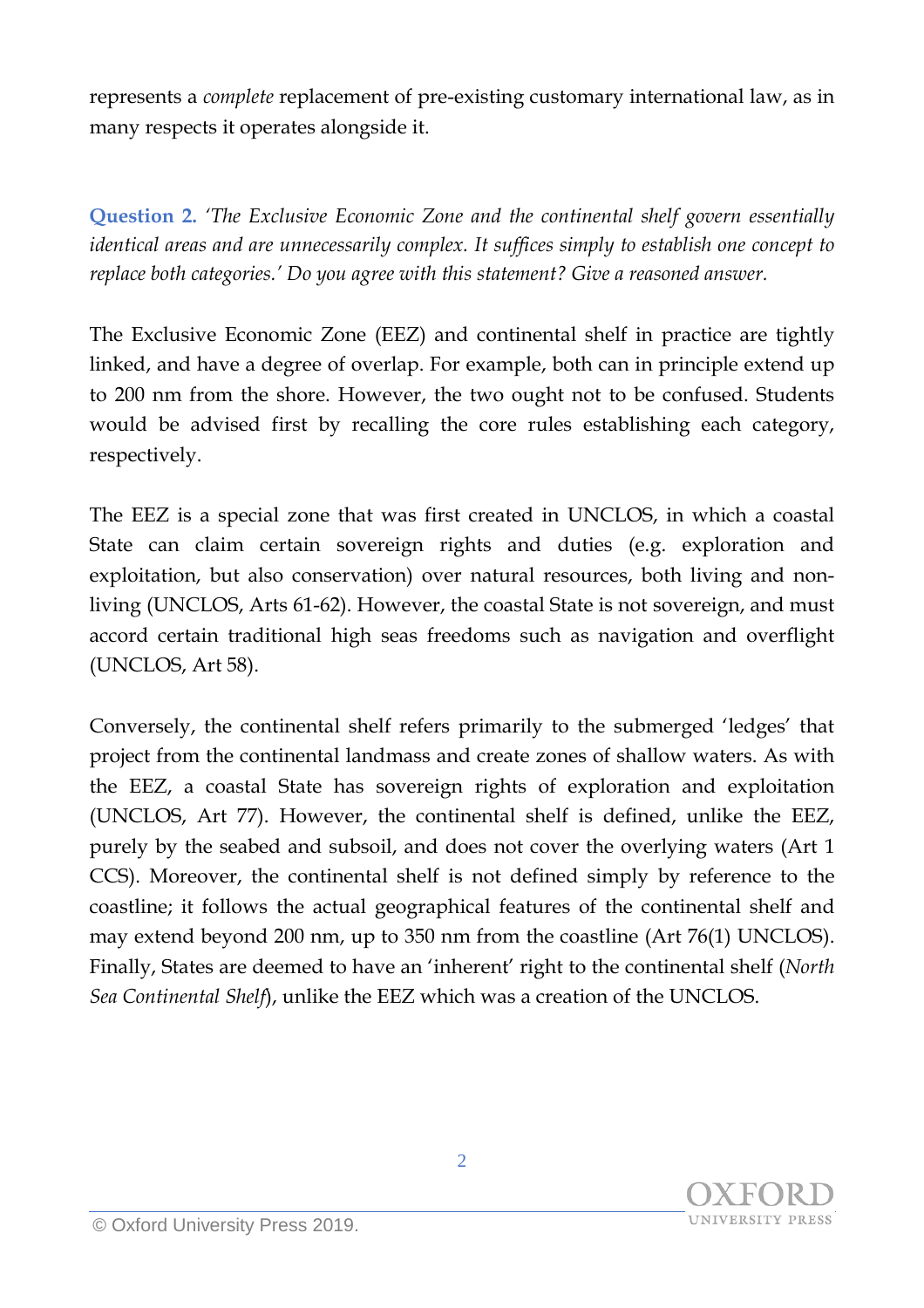represents a *complete* replacement of pre-existing customary international law, as in many respects it operates alongside it.

**Question 2.** *'The Exclusive Economic Zone and the continental shelf govern essentially identical areas and are unnecessarily complex. It suffices simply to establish one concept to replace both categories.' Do you agree with this statement? Give a reasoned answer.*

The Exclusive Economic Zone (EEZ) and continental shelf in practice are tightly linked, and have a degree of overlap. For example, both can in principle extend up to 200 nm from the shore. However, the two ought not to be confused. Students would be advised first by recalling the core rules establishing each category, respectively.

The EEZ is a special zone that was first created in UNCLOS, in which a coastal State can claim certain sovereign rights and duties (e.g. exploration and exploitation, but also conservation) over natural resources, both living and non-living (UNCLOS, Arts 61-62). However, the coastal State is not sovereign, and must accord certain traditional high seas freedoms such as navigation and overflight (UNCLOS, Art 58).

Conversely, the continental shelf refers primarily to the submerged 'ledges' that project from the continental landmass and create zones of shallow waters. As with the EEZ, a coastal State has sovereign rights of exploration and exploitation (UNCLOS, Art 77). However, the continental shelf is defined, unlike the EEZ, purely by the seabed and subsoil, and does not cover the overlying waters (Art 1 CCS). Moreover, the continental shelf is not defined simply by reference to the coastline; it follows the actual geographical features of the continental shelf and may extend beyond 200 nm, up to 350 nm from the coastline (Art 76(1) UNCLOS). Finally, States are deemed to have an 'inherent' right to the continental shelf (*North Sea Continental Shelf*), unlike the EEZ which was a creation of the UNCLOS.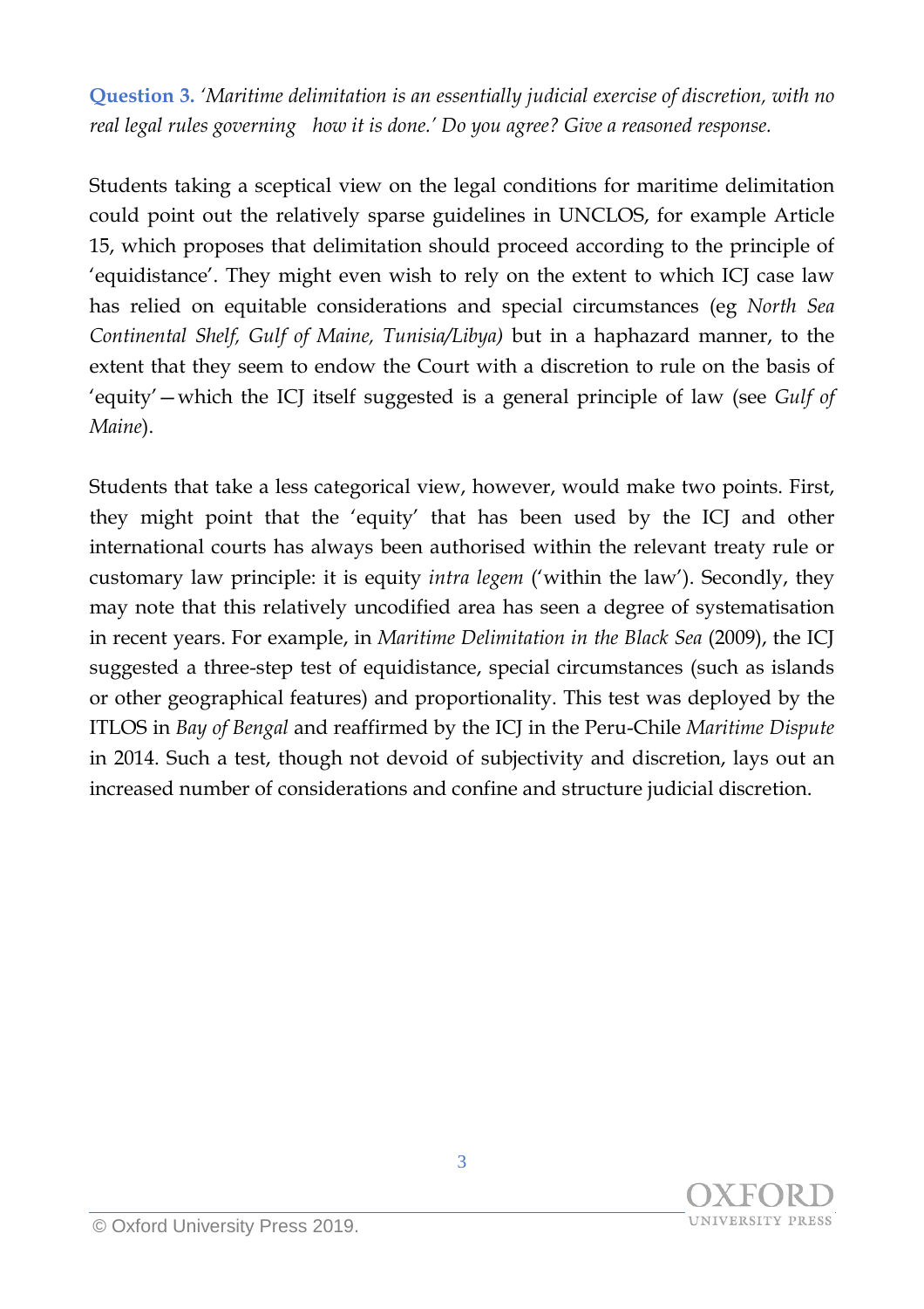**Question 3.** *'Maritime delimitation is an essentially judicial exercise of discretion, with no real legal rules governing how it is done.' Do you agree? Give a reasoned response.*

Students taking a sceptical view on the legal conditions for maritime delimitation could point out the relatively sparse guidelines in UNCLOS, for example Article 15, which proposes that delimitation should proceed according to the principle of 'equidistance'. They might even wish to rely on the extent to which ICJ case law has relied on equitable considerations and special circumstances (eg *North Sea Continental Shelf, Gulf of Maine, Tunisia/Libya)* but in a haphazard manner, to the extent that they seem to endow the Court with a discretion to rule on the basis of 'equity'—which the ICJ itself suggested is a general principle of law (see *Gulf of Maine*).

Students that take a less categorical view, however, would make two points. First, they might point that the 'equity' that has been used by the ICJ and other international courts has always been authorised within the relevant treaty rule or customary law principle: it is equity *intra legem* ('within the law'). Secondly, they may note that this relatively uncodified area has seen a degree of systematisation in recent years. For example, in *Maritime Delimitation in the Black Sea* (2009), the ICJ suggested a three-step test of equidistance, special circumstances (such as islands or other geographical features) and proportionality. This test was deployed by the ITLOS in *Bay of Bengal* and reaffirmed by the ICJ in the Peru-Chile *Maritime Dispute* in 2014. Such a test, though not devoid of subjectivity and discretion, lays out an increased number of considerations and confine and structure judicial discretion.